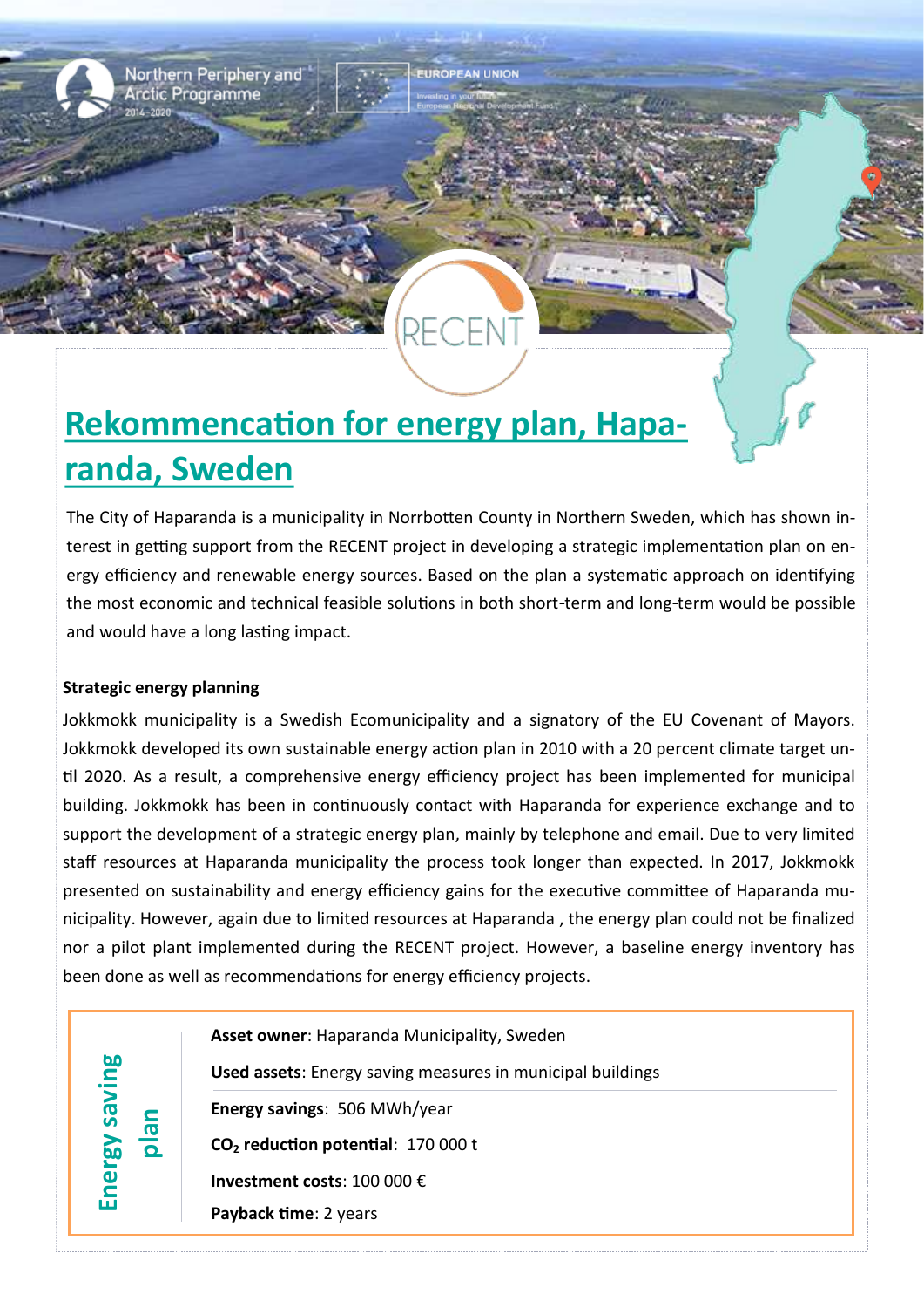# Rekommencation for energy plan, Haparanda, Sweden

The City of Haparanda is a municipality in Norrbotten County in Northern Sweden, which has shown interest in getting support from the RECENT project in developing a strategic implementation plan on energy efficiency and renewable energy sources. Based on the plan a systematic approach on identifying the most economic and technical feasible solutions in both short-term and long-term would be possible and would have a long lasting impact.

**Strategic energy planning**

Jokkmokk municipality is a Swedish Ecomunicipality and a signatory of the EU Covenant of Mayors. Jokkmokk developed its own sustainable energy action plan in 2010 with a 20 percent climate target until 2020. As a result, a comprehensive energy efficiency project has been implemented for municipal building. Jokkmokk has been in continuously contact with Haparanda for experience exchange and to support the development of a strategic energy plan, mainly by telephone and email. Due to very limited staff resources at Haparanda municipality the process took longer than expected. In 2017, Jokkmokk presented on sustainability and energy efficiency gains for the executive committee of Haparanda municipality. However, again due to limited resources at Haparanda , the energy plan could not be finalized nor a pilot plant implemented during the RECENT project. However, a baseline energy inventory has been done as well as recommendations for energy efficiency projects.

**Energy saving plan**

**Asset owner**: Haparanda Municipality, Sweden

**Used assets**: Energy saving measures in municipal buildings

**Energy savings**: 506 MWh/year

**$CO_2$ reduction potential**: 170 000 t

**Investment costs**: 100 000 €

**Payback time**: 2 years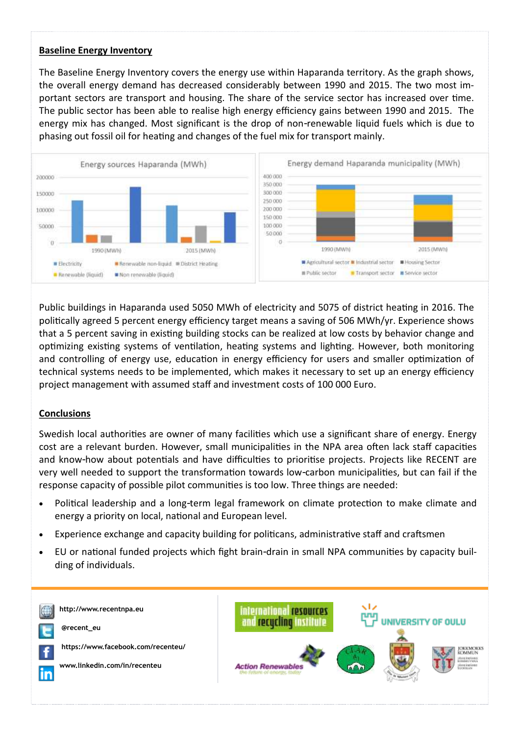## Baseline Energy Inventory

The Baseline Energy Inventory covers the energy use within Haparanda territory. As the graph shows, the overall energy demand has decreased considerably between 1990 and 2015. The two most important sectors are transport and housing. The share of the service sector has increased over time. The public sector has been able to realise high energy efficiency gains between 1990 and 2015. The energy mix has changed. Most significant is the drop of non-renewable liquid fuels which is due to phasing out fossil oil for heating and changes of the fuel mix for transport mainly.

Energy sources Haparanda (MWh)

200000
150000
100000
50000
0

1990 (MWh)
2015 (MWh)

Electricity
Renewable non-liquid
District Heating
Renewable (liquid)
Non renewable (liquid)

Energy demand Haparanda municipality (MWh)

400 000
350 000
300 000
250 000
200 000
150 000
100 000
50 000
0

1990 (MWh)
2015 (MWh)

Agricultural sector
Industrial sector
Housing Sector
Public sector
Transport sector
Service sector

Public buildings in Haparanda used 5050 MWh of electricity and 5075 of district heating in 2016. The politically agreed 5 percent energy efficiency target means a saving of 506 MWh/yr. Experience shows that a 5 percent saving in existing building stocks can be realized at low costs by behavior change and optimizing existing systems of ventilation, heating systems and lighting. However, both monitoring and controlling of energy use, education in energy efficiency for users and smaller optimization of technical systems needs to be implemented, which makes it necessary to set up an energy efficiency project management with assumed staff and investment costs of 100 000 Euro.

## Conclusions

Swedish local authorities are owner of many facilities which use a significant share of energy. Energy cost are a relevant burden. However, small municipalities in the NPA area often lack staff capacities and know-how about potentials and have difficulties to prioritise projects. Projects like RECENT are very well needed to support the transformation towards low-carbon municipalities, but can fail if the response capacity of possible pilot communities is too low. Three things are needed:

- Political leadership and a long-term legal framework on climate protection to make climate and energy a priority on local, national and European level.
- Experience exchange and capacity building for politicans, administrative staff and craftsmen
- EU or national funded projects which fight brain-drain in small NPA communities by capacity building of individuals.

http://www.recentnpa.eu

@recent_eu

https://www.facebook.com/recenteu/

www.linkedin.com/in/recenteu